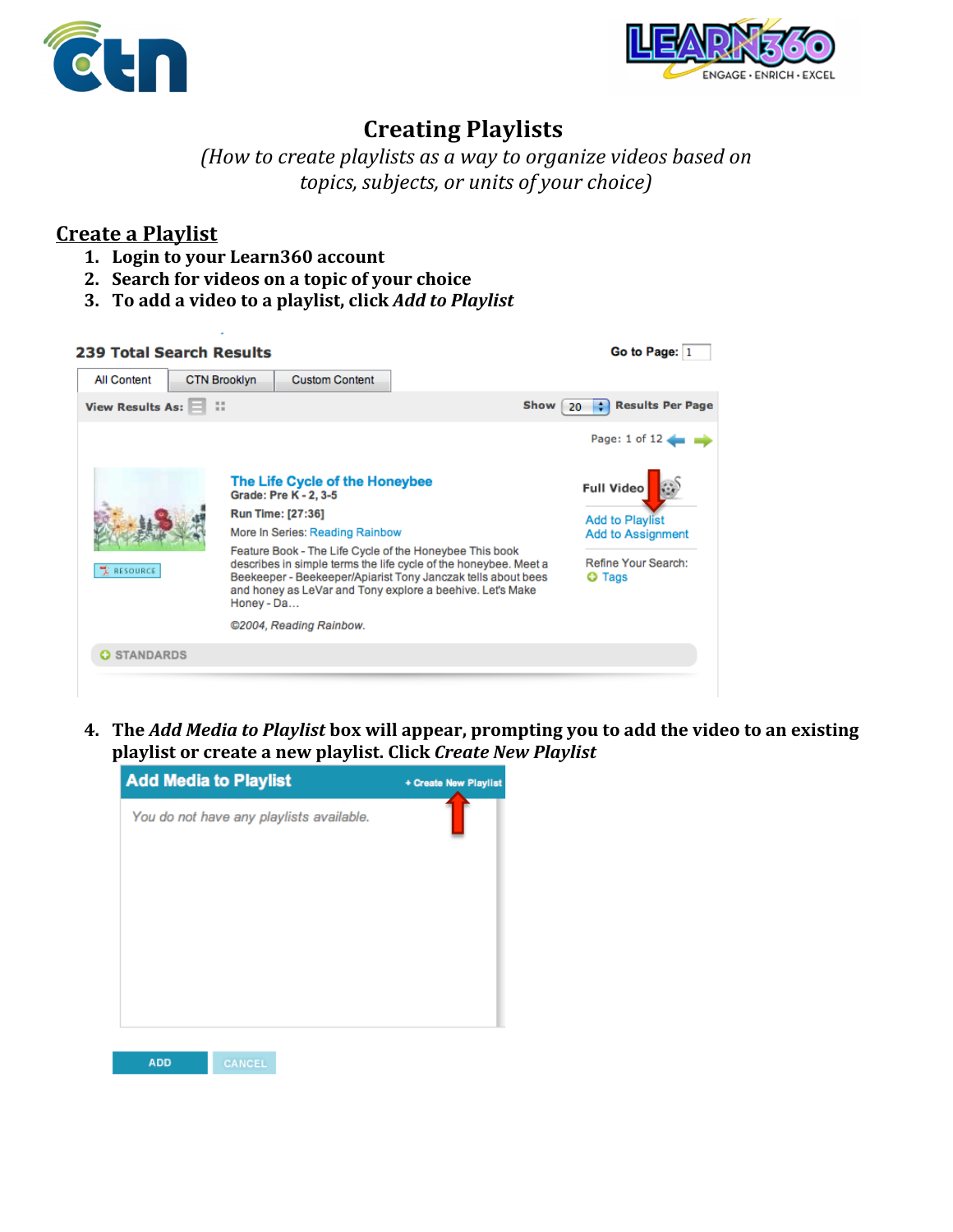# Creating Playlists

*(How to create playlists as a way to organize videos based on topics, subjects, or units of your choice)*

## Create a Playlist

1. **Login to your Learn360 account**
2. **Search for videos on a topic of your choice**
3. **To add a video to a playlist, click *Add to Playlist***
4. **The *Add Media to Playlist* box will appear, prompting you to add the video to an existing playlist or create a new playlist. Click *Create New Playlist***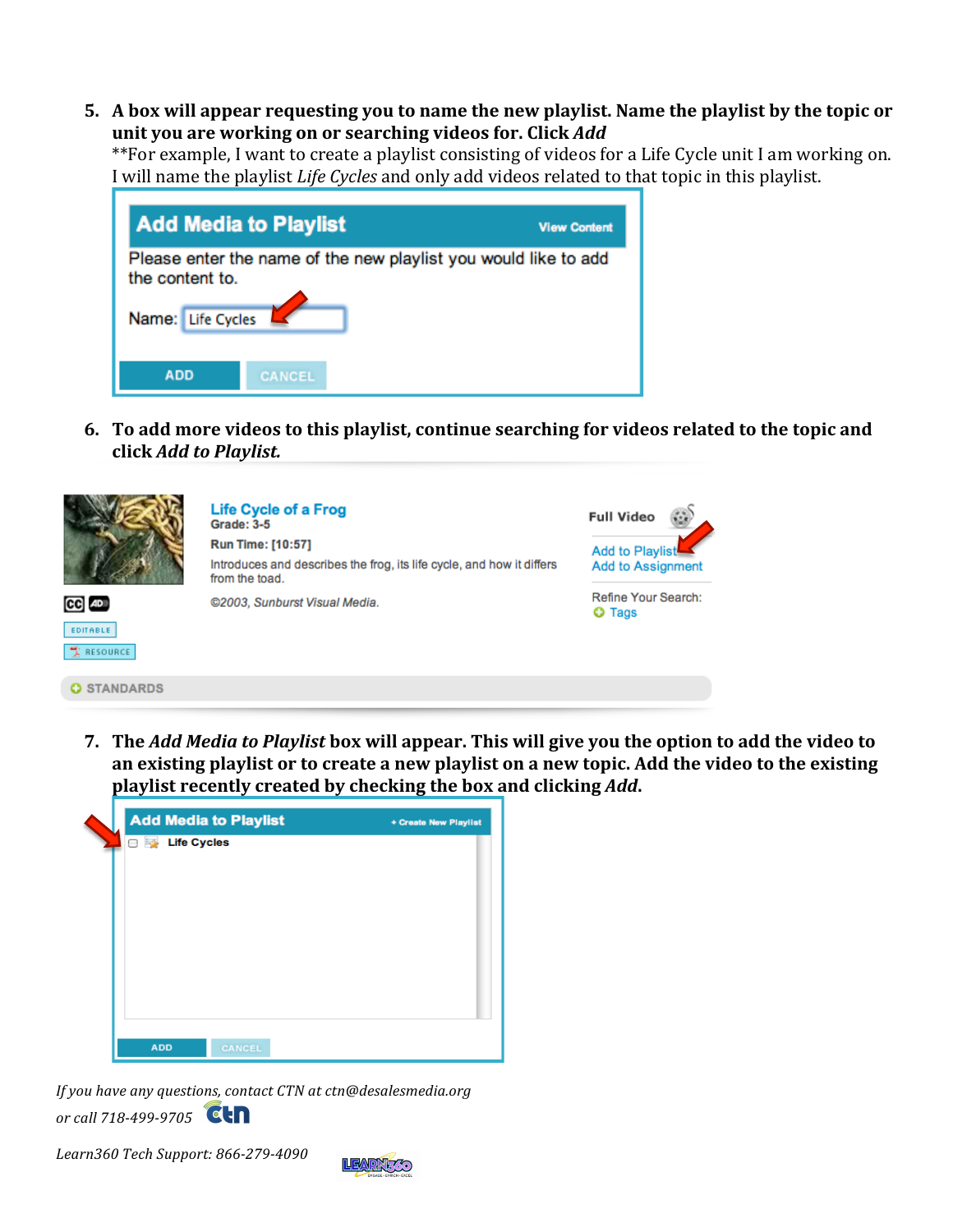5. **A box will appear requesting you to name the new playlist. Name the playlist by the topic or unit you are working on or searching videos for. Click *Add***
   **For example, I want to create a playlist consisting of videos for a Life Cycle unit I am working on. I will name the playlist *Life Cycles* and only add videos related to that topic in this playlist.

6. **To add more videos to this playlist, continue searching for videos related to the topic and click *Add to Playlist.***

7. **The *Add Media to Playlist* box will appear. This will give you the option to add the video to an existing playlist or to create a new playlist on a new topic. Add the video to the existing playlist recently created by checking the box and clicking *Add*.**

*If you have any questions, contact CTN at ctn@desalesmedia.org or call 718-499-9705*

*Learn360 Tech Support: 866-279-4090*